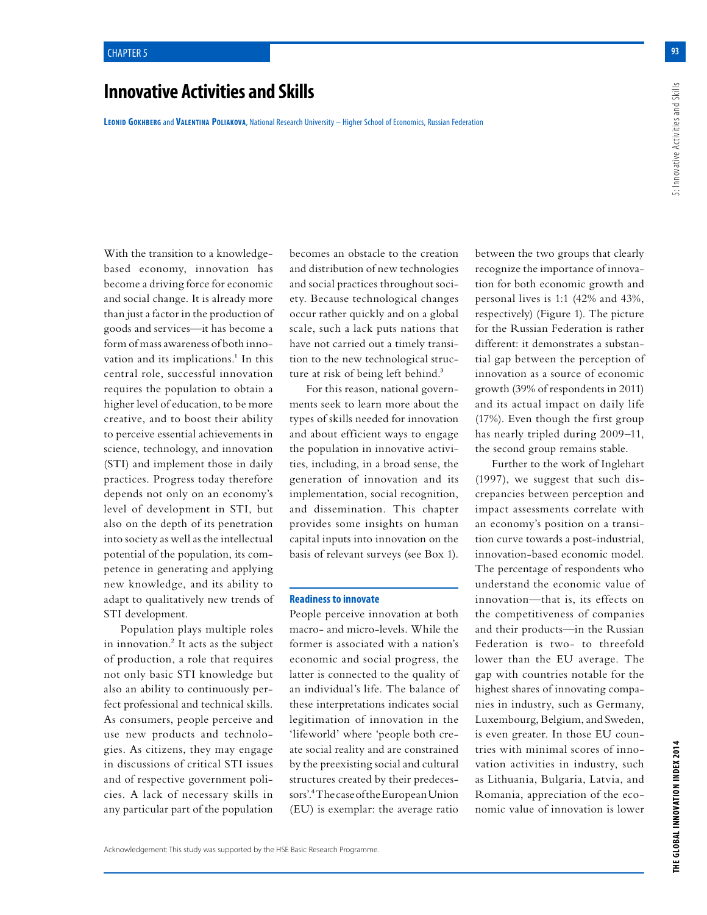# Innovative Activities and Skills

**Leonid Gokhberg** and **Valentina Poliakova**, National Research University – Higher School of Economics, Russian Federation

With the transition to a knowledge-based economy, innovation has become a driving force for economic and social change. It is already more than just a factor in the production of goods and services—it has become a form of mass awareness of both innovation and its implications.[1] In this central role, successful innovation requires the population to obtain a higher level of education, to be more creative, and to boost their ability to perceive essential achievements in science, technology, and innovation (STI) and implement those in daily practices. Progress today therefore depends not only on an economy's level of development in STI, but also on the depth of its penetration into society as well as the intellectual potential of the population, its competence in generating and applying new knowledge, and its ability to adapt to qualitatively new trends of STI development.

Population plays multiple roles in innovation.[2] It acts as the subject of production, a role that requires not only basic STI knowledge but also an ability to continuously perfect professional and technical skills. As consumers, people perceive and use new products and technologies. As citizens, they may engage in discussions of critical STI issues and of respective government policies. A lack of necessary skills in any particular part of the population becomes an obstacle to the creation and distribution of new technologies and social practices throughout society. Because technological changes occur rather quickly and on a global scale, such a lack puts nations that have not carried out a timely transition to the new technological structure at risk of being left behind.[3]

For this reason, national governments seek to learn more about the types of skills needed for innovation and about efficient ways to engage the population in innovative activities, including, in a broad sense, the generation of innovation and its implementation, social recognition, and dissemination. This chapter provides some insights on human capital inputs into innovation on the basis of relevant surveys (see Box 1).

## Readiness to innovate

People perceive innovation at both macro- and micro-levels. While the former is associated with a nation's economic and social progress, the latter is connected to the quality of an individual's life. The balance of these interpretations indicates social legitimation of innovation in the 'lifeworld' where 'people both create social reality and are constrained by the preexisting social and cultural structures created by their predecessors'.[4] The case of the European Union (EU) is exemplar: the average ratio between the two groups that clearly recognize the importance of innovation for both economic growth and personal lives is 1:1 (42% and 43%, respectively) (Figure 1). The picture for the Russian Federation is rather different: it demonstrates a substantial gap between the perception of innovation as a source of economic growth (39% of respondents in 2011) and its actual impact on daily life (17%). Even though the first group has nearly tripled during 2009–11, the second group remains stable.

Further to the work of Inglehart (1997), we suggest that such discrepancies between perception and impact assessments correlate with an economy's position on a transition curve towards a post-industrial, innovation-based economic model. The percentage of respondents who understand the economic value of innovation—that is, its effects on the competitiveness of companies and their products—in the Russian Federation is two- to threefold lower than the EU average. The gap with countries notable for the highest shares of innovating companies in industry, such as Germany, Luxembourg, Belgium, and Sweden, is even greater. In those EU countries with minimal scores of innovation activities in industry, such as Lithuania, Bulgaria, Latvia, and Romania, appreciation of the economic value of innovation is lower

Acknowledgement: This study was supported by the HSE Basic Research Programme.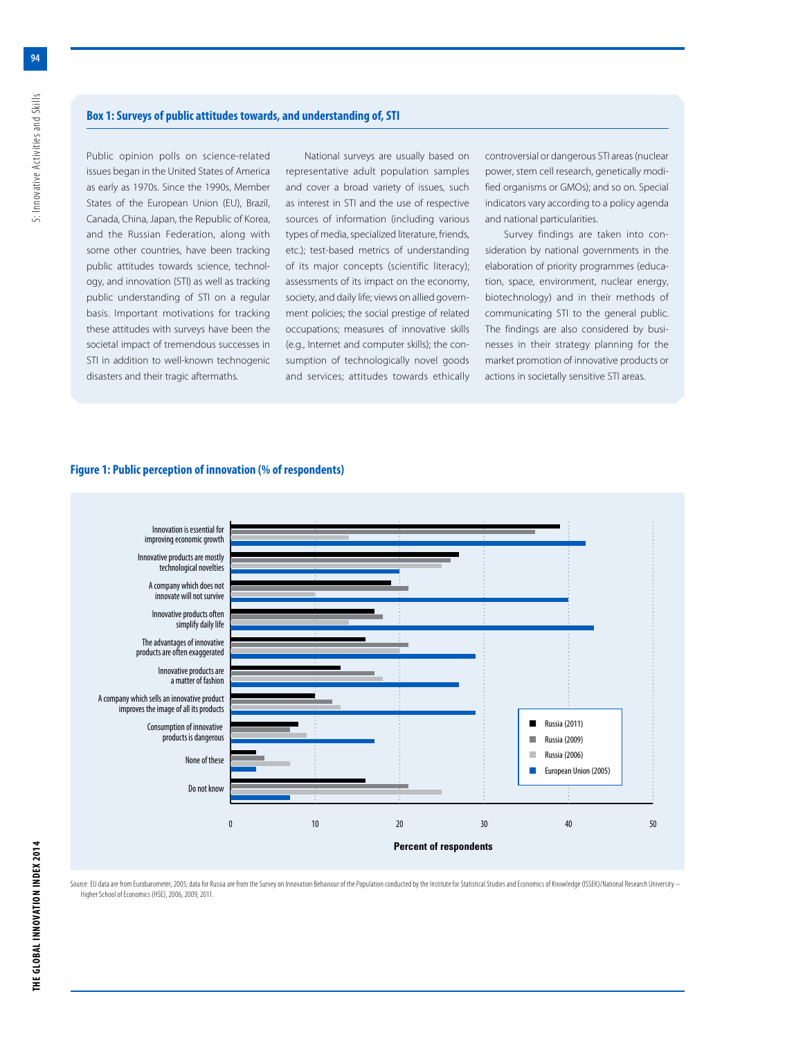## Box 1: Surveys of public attitudes towards, and understanding of, STI

Public opinion polls on science-related issues began in the United States of America as early as 1970s. Since the 1990s, Member States of the European Union (EU), Brazil, Canada, China, Japan, the Republic of Korea, and the Russian Federation, along with some other countries, have been tracking public attitudes towards science, technology, and innovation (STI) as well as tracking public understanding of STI on a regular basis. Important motivations for tracking these attitudes with surveys have been the societal impact of tremendous successes in STI in addition to well-known technogenic disasters and their tragic aftermaths.

National surveys are usually based on representative adult population samples and cover a broad variety of issues, such as interest in STI and the use of respective sources of information (including various types of media, specialized literature, friends, etc.); test-based metrics of understanding of its major concepts (scientific literacy); assessments of its impact on the economy, society, and daily life; views on allied government policies; the social prestige of related occupations; measures of innovative skills (e.g., Internet and computer skills); the consumption of technologically novel goods and services; attitudes towards ethically controversial or dangerous STI areas (nuclear power, stem cell research, genetically modified organisms or GMOs); and so on. Special indicators vary according to a policy agenda and national particularities.

Survey findings are taken into consideration by national governments in the elaboration of priority programmes (education, space, environment, nuclear energy, biotechnology) and in their methods of communicating STI to the general public. The findings are also considered by businesses in their strategy planning for the market promotion of innovative products or actions in societally sensitive STI areas.

## Figure 1: Public perception of innovation (% of respondents)

| Statement | Russia (2011) | Russia (2009) | Russia (2006) | European Union (2005) |
|---|---|---|---|---|
| Innovation is essential for improving economic growth | 39 | 36 | 14 | 42 |
| Innovative products are mostly technological novelties | 27 | 26 | 25 | 20 |
| A company which does not innovate will not survive | 19 | 21 | 10 | 40 |
| Innovative products often simplify daily life | 17 | 18 | 14 | 43 |
| The advantages of innovative products are often exaggerated | 16 | 21 | 20 | 29 |
| Innovative products are a matter of fashion | 13 | 17 | 18 | 27 |
| A company which sells an innovative product improves the image of all its products | 10 | 12 | 13 | 29 |
| Consumption of innovative products is dangerous | 8 | 7 | 9 | 17 |
| None of these | 3 | 4 | 7 | 3 |
| Do not know | 16 | 21 | 25 | 7 |

Percent of respondents

Source: EU data are from Eurobarometer, 2005; data for Russia are from the Survey on Innovation Behaviour of the Population conducted by the Institute for Statistical Studies and Economics of Knowledge (ISSEK)/National Research University – Higher School of Economics (HSE), 2006, 2009, 2011.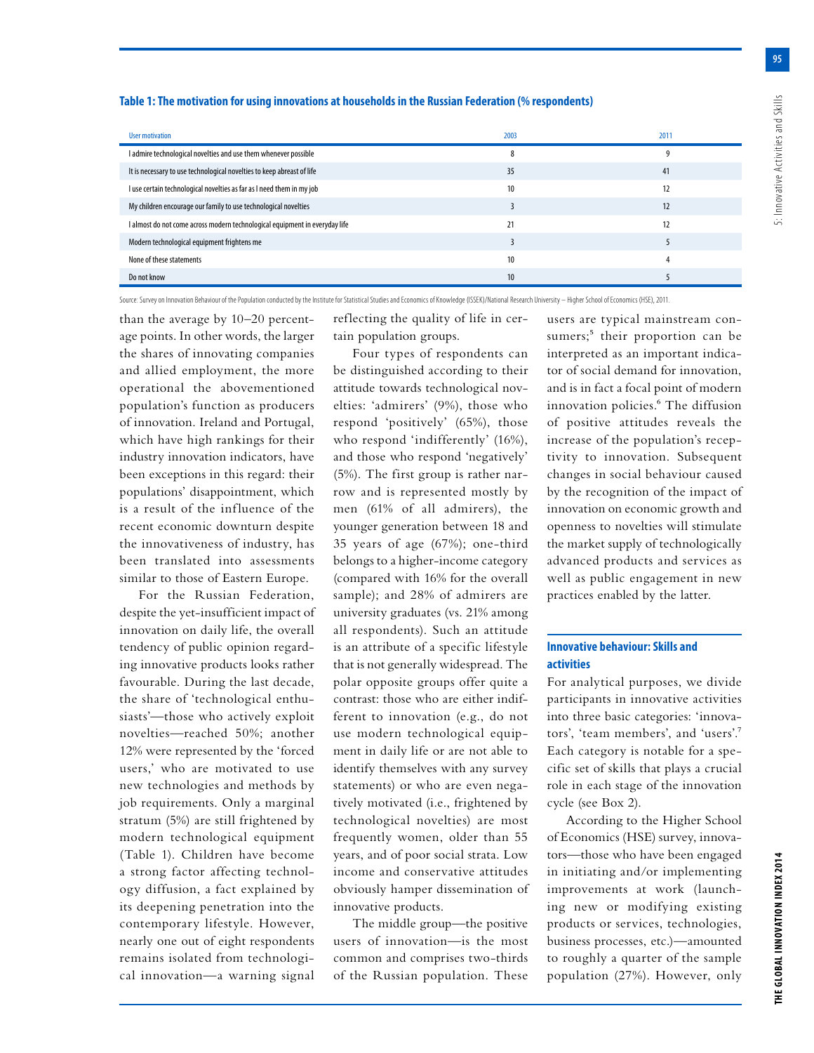**Table 1: The motivation for using innovations at households in the Russian Federation (% respondents)**

| User motivation | 2003 | 2011 |
|---|---|---|
| I admire technological novelties and use them whenever possible | 8 | 9 |
| It is necessary to use technological novelties to keep abreast of life | 35 | 41 |
| I use certain technological novelties as far as I need them in my job | 10 | 12 |
| My children encourage our family to use technological novelties | 3 | 12 |
| I almost do not come across modern technological equipment in everyday life | 21 | 12 |
| Modern technological equipment frightens me | 3 | 5 |
| None of these statements | 10 | 4 |
| Do not know | 10 | 5 |

Source: Survey on Innovation Behaviour of the Population conducted by the Institute for Statistical Studies and Economics of Knowledge (ISSEK)/National Research University – Higher School of Economics (HSE), 2011.

than the average by 10–20 percentage points. In other words, the larger the shares of innovating companies and allied employment, the more operational the abovementioned population's function as producers of innovation. Ireland and Portugal, which have high rankings for their industry innovation indicators, have been exceptions in this regard: their populations' disappointment, which is a result of the influence of the recent economic downturn despite the innovativeness of industry, has been translated into assessments similar to those of Eastern Europe.

For the Russian Federation, despite the yet-insufficient impact of innovation on daily life, the overall tendency of public opinion regarding innovative products looks rather favourable. During the last decade, the share of 'technological enthusiasts'—those who actively exploit novelties—reached 50%; another 12% were represented by the 'forced users,' who are motivated to use new technologies and methods by job requirements. Only a marginal stratum (5%) are still frightened by modern technological equipment (Table 1). Children have become a strong factor affecting technology diffusion, a fact explained by its deepening penetration into the contemporary lifestyle. However, nearly one out of eight respondents remains isolated from technological innovation—a warning signal reflecting the quality of life in certain population groups.

Four types of respondents can be distinguished according to their attitude towards technological novelties: 'admirers' (9%), those who respond 'positively' (65%), those who respond 'indifferently' (16%), and those who respond 'negatively' (5%). The first group is rather narrow and is represented mostly by men (61% of all admirers), the younger generation between 18 and 35 years of age (67%); one-third belongs to a higher-income category (compared with 16% for the overall sample); and 28% of admirers are university graduates (vs. 21% among all respondents). Such an attitude is an attribute of a specific lifestyle that is not generally widespread. The polar opposite groups offer quite a contrast: those who are either indifferent to innovation (e.g., do not use modern technological equipment in daily life or are not able to identify themselves with any survey statements) or who are even negatively motivated (i.e., frightened by technological novelties) are most frequently women, older than 55 years, and of poor social strata. Low income and conservative attitudes obviously hamper dissemination of innovative products.

The middle group—the positive users of innovation—is the most common and comprises two-thirds of the Russian population. These users are typical mainstream consumers;[5] their proportion can be interpreted as an important indicator of social demand for innovation, and is in fact a focal point of modern innovation policies.[6] The diffusion of positive attitudes reveals the increase of the population's receptivity to innovation. Subsequent changes in social behaviour caused by the recognition of the impact of innovation on economic growth and openness to novelties will stimulate the market supply of technologically advanced products and services as well as public engagement in new practices enabled by the latter.

## Innovative behaviour: Skills and activities

For analytical purposes, we divide participants in innovative activities into three basic categories: 'innovators', 'team members', and 'users'.[7] Each category is notable for a specific set of skills that plays a crucial role in each stage of the innovation cycle (see Box 2).

According to the Higher School of Economics (HSE) survey, innovators—those who have been engaged in initiating and/or implementing improvements at work (launching new or modifying existing products or services, technologies, business processes, etc.)—amounted to roughly a quarter of the sample population (27%). However, only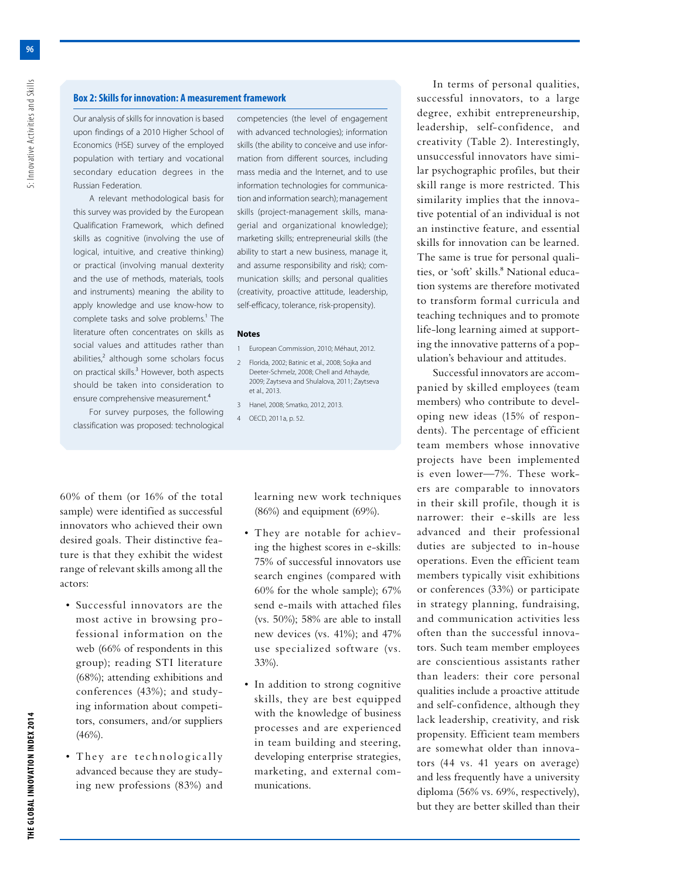### Box 2: Skills for innovation: A measurement framework

Our analysis of skills for innovation is based upon findings of a 2010 Higher School of Economics (HSE) survey of the employed population with tertiary and vocational secondary education degrees in the Russian Federation.

A relevant methodological basis for this survey was provided by the European Qualification Framework, which defined skills as cognitive (involving the use of logical, intuitive, and creative thinking) or practical (involving manual dexterity and the use of methods, materials, tools and instruments) meaning the ability to apply knowledge and use know-how to complete tasks and solve problems.[1] The literature often concentrates on skills as social values and attitudes rather than abilities,[2] although some scholars focus on practical skills.[3] However, both aspects should be taken into consideration to ensure comprehensive measurement.[4]

For survey purposes, the following classification was proposed: technological competencies (the level of engagement with advanced technologies); information skills (the ability to conceive and use information from different sources, including mass media and the Internet, and to use information technologies for communication and information search); management skills (project-management skills, managerial and organizational knowledge); marketing skills; entrepreneurial skills (the ability to start a new business, manage it, and assume responsibility and risk); communication skills; and personal qualities (creativity, proactive attitude, leadership, self-efficacy, tolerance, risk-propensity).

**Notes**

1. European Commission, 2010; Méhaut, 2012.
2. Florida, 2002; Batinic et al., 2008; Sojka and Deeter-Schmelz, 2008; Chell and Athayde, 2009; Zaytseva and Shulalova, 2011; Zaytseva et al., 2013.
3. Hanel, 2008; Smatko, 2012, 2013.
4. OECD, 2011a, p. 52.

---

60% of them (or 16% of the total sample) were identified as successful innovators who achieved their own desired goals. Their distinctive feature is that they exhibit the widest range of relevant skills among all the actors:

- Successful innovators are the most active in browsing professional information on the web (66% of respondents in this group); reading STI literature (68%); attending exhibitions and conferences (43%); and studying information about competitors, consumers, and/or suppliers (46%).
- They are technologically advanced because they are studying new professions (83%) and learning new work techniques (86%) and equipment (69%).
- They are notable for achieving the highest scores in e-skills: 75% of successful innovators use search engines (compared with 60% for the whole sample); 67% send e-mails with attached files (vs. 50%); 58% are able to install new devices (vs. 41%); and 47% use specialized software (vs. 33%).
- In addition to strong cognitive skills, they are best equipped with the knowledge of business processes and are experienced in team building and steering, developing enterprise strategies, marketing, and external communications.

In terms of personal qualities, successful innovators, to a large degree, exhibit entrepreneurship, leadership, self-confidence, and creativity (Table 2). Interestingly, unsuccessful innovators have similar psychographic profiles, but their skill range is more restricted. This similarity implies that the innovative potential of an individual is not an instinctive feature, and essential skills for innovation can be learned. The same is true for personal qualities, or 'soft' skills.[8] National education systems are therefore motivated to transform formal curricula and teaching techniques and to promote life-long learning aimed at supporting the innovative patterns of a population's behaviour and attitudes.

Successful innovators are accompanied by skilled employees (team members) who contribute to developing new ideas (15% of respondents). The percentage of efficient team members whose innovative projects have been implemented is even lower—7%. These workers are comparable to innovators in their skill profile, though it is narrower: their e-skills are less advanced and their professional duties are subjected to in-house operations. Even the efficient team members typically visit exhibitions or conferences (33%) or participate in strategy planning, fundraising, and communication activities less often than the successful innovators. Such team member employees are conscientious assistants rather than leaders: their core personal qualities include a proactive attitude and self-confidence, although they lack leadership, creativity, and risk propensity. Efficient team members are somewhat older than innovators (44 vs. 41 years on average) and less frequently have a university diploma (56% vs. 69%, respectively), but they are better skilled than their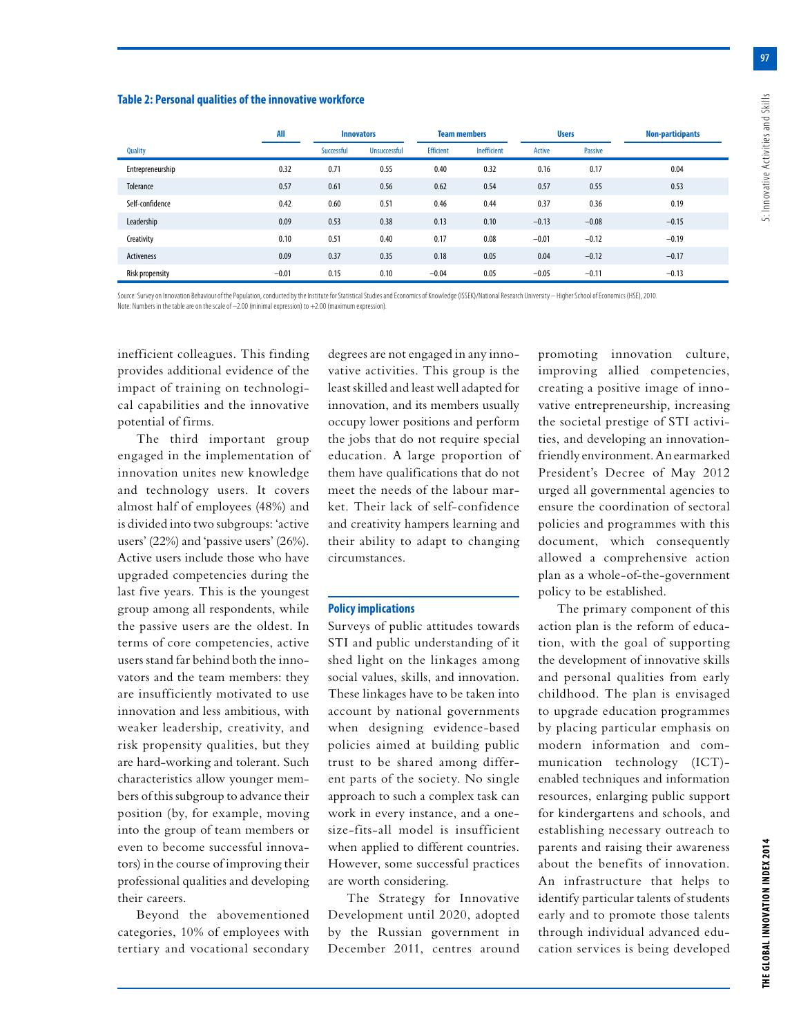**Table 2: Personal qualities of the innovative workforce**

| Quality | All | Innovators | | Team members | | Users | | Non-participants |
|---|---|---|---|---|---|---|---|---|
| | | Successful | Unsuccessful | Efficient | Inefficient | Active | Passive | |
| Entrepreneurship | 0.32 | 0.71 | 0.55 | 0.40 | 0.32 | 0.16 | 0.17 | 0.04 |
| Tolerance | 0.57 | 0.61 | 0.56 | 0.62 | 0.54 | 0.57 | 0.55 | 0.53 |
| Self-confidence | 0.42 | 0.60 | 0.51 | 0.46 | 0.44 | 0.37 | 0.36 | 0.19 |
| Leadership | 0.09 | 0.53 | 0.38 | 0.13 | 0.10 | −0.13 | −0.08 | −0.15 |
| Creativity | 0.10 | 0.51 | 0.40 | 0.17 | 0.08 | −0.01 | −0.12 | −0.19 |
| Activeness | 0.09 | 0.37 | 0.35 | 0.18 | 0.05 | 0.04 | −0.12 | −0.17 |
| Risk propensity | −0.01 | 0.15 | 0.10 | −0.04 | 0.05 | −0.05 | −0.11 | −0.13 |

Source: Survey on Innovation Behaviour of the Population, conducted by the Institute for Statistical Studies and Economics of Knowledge (ISSEK)/National Research University – Higher School of Economics (HSE), 2010.
Note: Numbers in the table are on the scale of −2.00 (minimal expression) to +2.00 (maximum expression).

inefficient colleagues. This finding provides additional evidence of the impact of training on technological capabilities and the innovative potential of firms.

The third important group engaged in the implementation of innovation unites new knowledge and technology users. It covers almost half of employees (48%) and is divided into two subgroups: 'active users' (22%) and 'passive users' (26%). Active users include those who have upgraded competencies during the last five years. This is the youngest group among all respondents, while the passive users are the oldest. In terms of core competencies, active users stand far behind both the innovators and the team members: they are insufficiently motivated to use innovation and less ambitious, with weaker leadership, creativity, and risk propensity qualities, but they are hard-working and tolerant. Such characteristics allow younger members of this subgroup to advance their position (by, for example, moving into the group of team members or even to become successful innovators) in the course of improving their professional qualities and developing their careers.

Beyond the abovementioned categories, 10% of employees with tertiary and vocational secondary degrees are not engaged in any innovative activities. This group is the least skilled and least well adapted for innovation, and its members usually occupy lower positions and perform the jobs that do not require special education. A large proportion of them have qualifications that do not meet the needs of the labour market. Their lack of self-confidence and creativity hampers learning and their ability to adapt to changing circumstances.

## Policy implications

Surveys of public attitudes towards STI and public understanding of it shed light on the linkages among social values, skills, and innovation. These linkages have to be taken into account by national governments when designing evidence-based policies aimed at building public trust to be shared among different parts of the society. No single approach to such a complex task can work in every instance, and a one-size-fits-all model is insufficient when applied to different countries. However, some successful practices are worth considering.

The Strategy for Innovative Development until 2020, adopted by the Russian government in December 2011, centres around promoting innovation culture, improving allied competencies, creating a positive image of innovative entrepreneurship, increasing the societal prestige of STI activities, and developing an innovation-friendly environment. An earmarked President's Decree of May 2012 urged all governmental agencies to ensure the coordination of sectoral policies and programmes with this document, which consequently allowed a comprehensive action plan as a whole-of-the-government policy to be established.

The primary component of this action plan is the reform of education, with the goal of supporting the development of innovative skills and personal qualities from early childhood. The plan is envisaged to upgrade education programmes by placing particular emphasis on modern information and communication technology (ICT)-enabled techniques and information resources, enlarging public support for kindergartens and schools, and establishing necessary outreach to parents and raising their awareness about the benefits of innovation. An infrastructure that helps to identify particular talents of students early and to promote those talents through individual advanced education services is being developed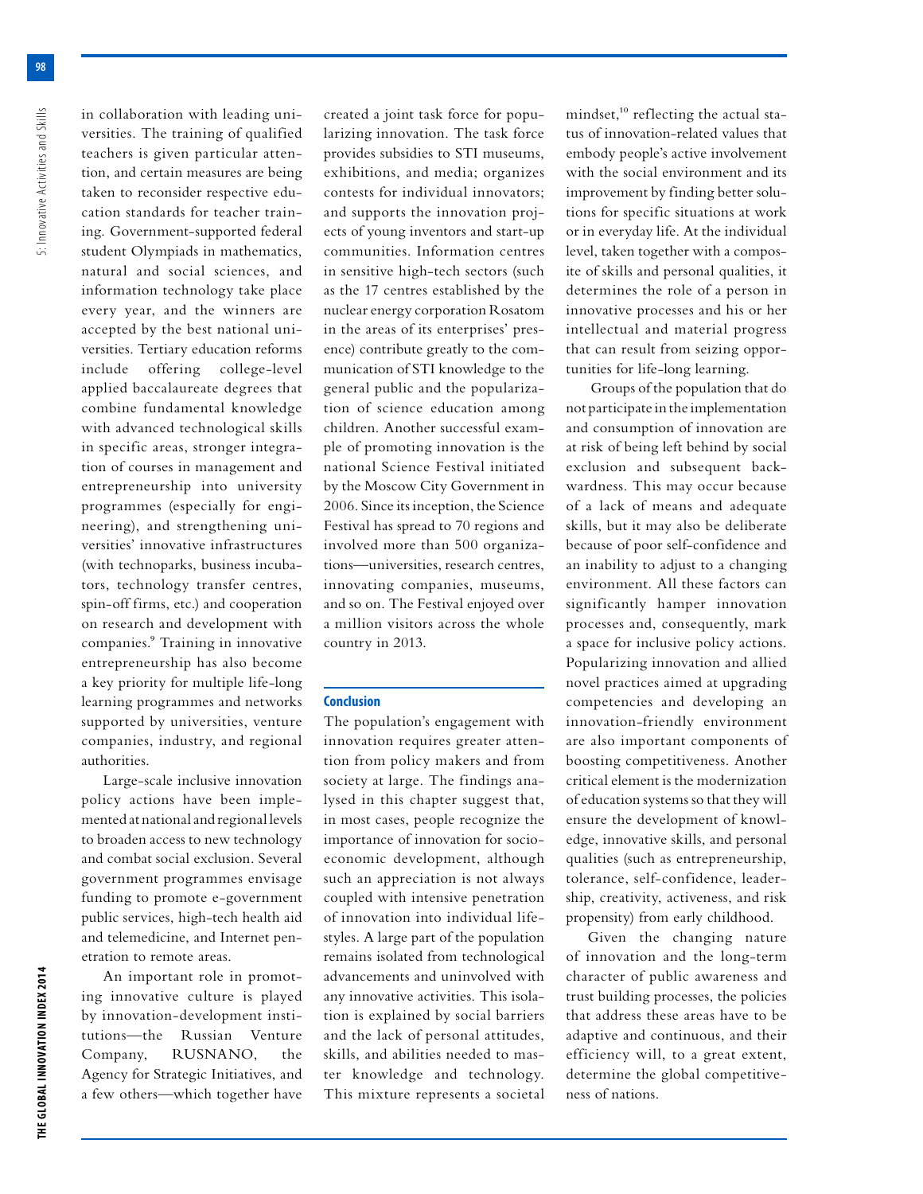in collaboration with leading universities. The training of qualified teachers is given particular attention, and certain measures are being taken to reconsider respective education standards for teacher training. Government-supported federal student Olympiads in mathematics, natural and social sciences, and information technology take place every year, and the winners are accepted by the best national universities. Tertiary education reforms include offering college-level applied baccalaureate degrees that combine fundamental knowledge with advanced technological skills in specific areas, stronger integration of courses in management and entrepreneurship into university programmes (especially for engineering), and strengthening universities' innovative infrastructures (with technoparks, business incubators, technology transfer centres, spin-off firms, etc.) and cooperation on research and development with companies.[9] Training in innovative entrepreneurship has also become a key priority for multiple life-long learning programmes and networks supported by universities, venture companies, industry, and regional authorities.

Large-scale inclusive innovation policy actions have been implemented at national and regional levels to broaden access to new technology and combat social exclusion. Several government programmes envisage funding to promote e-government public services, high-tech health aid and telemedicine, and Internet penetration to remote areas.

An important role in promoting innovative culture is played by innovation-development institutions—the Russian Venture Company, RUSNANO, the Agency for Strategic Initiatives, and a few others—which together have created a joint task force for popularizing innovation. The task force provides subsidies to STI museums, exhibitions, and media; organizes contests for individual innovators; and supports the innovation projects of young inventors and start-up communities. Information centres in sensitive high-tech sectors (such as the 17 centres established by the nuclear energy corporation Rosatom in the areas of its enterprises' presence) contribute greatly to the communication of STI knowledge to the general public and the popularization of science education among children. Another successful example of promoting innovation is the national Science Festival initiated by the Moscow City Government in 2006. Since its inception, the Science Festival has spread to 70 regions and involved more than 500 organizations—universities, research centres, innovating companies, museums, and so on. The Festival enjoyed over a million visitors across the whole country in 2013.

## Conclusion

The population's engagement with innovation requires greater attention from policy makers and from society at large. The findings analysed in this chapter suggest that, in most cases, people recognize the importance of innovation for socioeconomic development, although such an appreciation is not always coupled with intensive penetration of innovation into individual lifestyles. A large part of the population remains isolated from technological advancements and uninvolved with any innovative activities. This isolation is explained by social barriers and the lack of personal attitudes, skills, and abilities needed to master knowledge and technology. This mixture represents a societal mindset,[10] reflecting the actual status of innovation-related values that embody people's active involvement with the social environment and its improvement by finding better solutions for specific situations at work or in everyday life. At the individual level, taken together with a composite of skills and personal qualities, it determines the role of a person in innovative processes and his or her intellectual and material progress that can result from seizing opportunities for life-long learning.

Groups of the population that do not participate in the implementation and consumption of innovation are at risk of being left behind by social exclusion and subsequent backwardness. This may occur because of a lack of means and adequate skills, but it may also be deliberate because of poor self-confidence and an inability to adjust to a changing environment. All these factors can significantly hamper innovation processes and, consequently, mark a space for inclusive policy actions. Popularizing innovation and allied novel practices aimed at upgrading competencies and developing an innovation-friendly environment are also important components of boosting competitiveness. Another critical element is the modernization of education systems so that they will ensure the development of knowledge, innovative skills, and personal qualities (such as entrepreneurship, tolerance, self-confidence, leadership, creativity, activeness, and risk propensity) from early childhood.

Given the changing nature of innovation and the long-term character of public awareness and trust building processes, the policies that address these areas have to be adaptive and continuous, and their efficiency will, to a great extent, determine the global competitiveness of nations.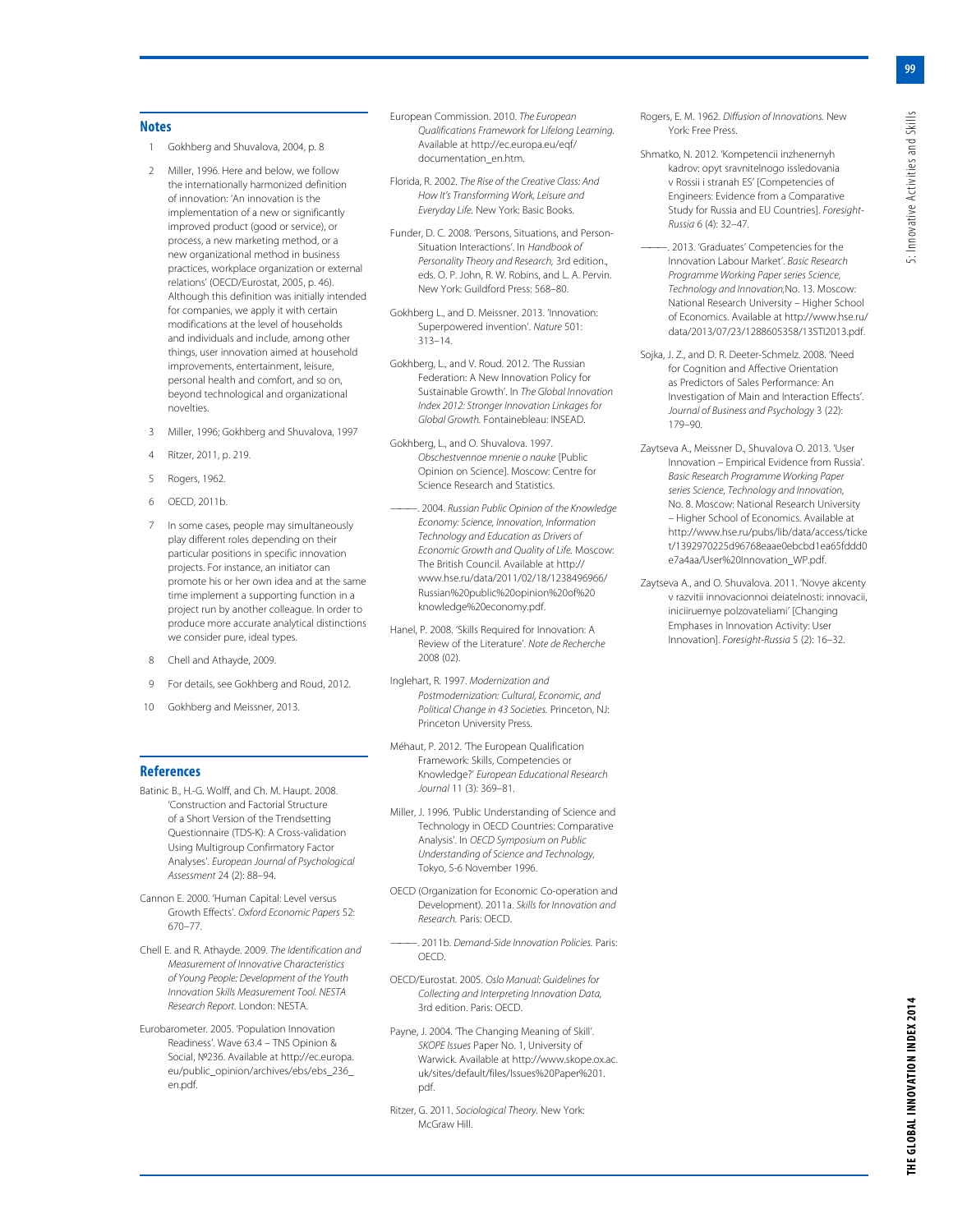## Notes

1. Gokhberg and Shuvalova, 2004, p. 8
2. Miller, 1996. Here and below, we follow the internationally harmonized definition of innovation: 'An innovation is the implementation of a new or significantly improved product (good or service), or process, a new marketing method, or a new organizational method in business practices, workplace organization or external relations' (OECD/Eurostat, 2005, p. 46). Although this definition was initially intended for companies, we apply it with certain modifications at the level of households and individuals and include, among other things, user innovation aimed at household improvements, entertainment, leisure, personal health and comfort, and so on, beyond technological and organizational novelties.
3. Miller, 1996; Gokhberg and Shuvalova, 1997
4. Ritzer, 2011, p. 219.
5. Rogers, 1962.
6. OECD, 2011b.
7. In some cases, people may simultaneously play different roles depending on their particular positions in specific innovation projects. For instance, an initiator can promote his or her own idea and at the same time implement a supporting function in a project run by another colleague. In order to produce more accurate analytical distinctions we consider pure, ideal types.
8. Chell and Athayde, 2009.
9. For details, see Gokhberg and Roud, 2012.
10. Gokhberg and Meissner, 2013.

## References

Batinic B., H.-G. Wolff, and Ch. M. Haupt. 2008. 'Construction and Factorial Structure of a Short Version of the Trendsetting Questionnaire (TDS-K): A Cross-validation Using Multigroup Confirmatory Factor Analyses'. *European Journal of Psychological Assessment* 24 (2): 88–94.

Cannon E. 2000. 'Human Capital: Level versus Growth Effects'. *Oxford Economic Papers* 52: 670–77.

Chell E. and R. Athayde. 2009. *The Identification and Measurement of Innovative Characteristics of Young People: Development of the Youth Innovation Skills Measurement Tool. NESTA Research Report*. London: NESTA.

Eurobarometer. 2005. 'Population Innovation Readiness'. Wave 63.4 – TNS Opinion & Social, №236. Available at http://ec.europa.eu/public_opinion/archives/ebs/ebs_236_en.pdf.

European Commission. 2010. *The European Qualifications Framework for Lifelong Learning*. Available at http://ec.europa.eu/eqf/documentation_en.htm.

Florida, R. 2002. *The Rise of the Creative Class: And How It's Transforming Work, Leisure and Everyday Life*. New York: Basic Books.

Funder, D. C. 2008. 'Persons, Situations, and Person-Situation Interactions'. In *Handbook of Personality Theory and Research*, 3rd edition., eds. O. P. John, R. W. Robins, and L. A. Pervin. New York: Guildford Press: 568–80.

Gokhberg L., and D. Meissner. 2013. 'Innovation: Superpowered invention'. *Nature* 501: 313–14.

Gokhberg, L., and V. Roud. 2012. 'The Russian Federation: A New Innovation Policy for Sustainable Growth'. In *The Global Innovation Index 2012: Stronger Innovation Linkages for Global Growth*. Fontainebleau: INSEAD.

Gokhberg, L., and O. Shuvalova. 1997. *Obschestvennoe mnenie o nauke* [Public Opinion on Science]. Moscow: Centre for Science Research and Statistics.

———. 2004. *Russian Public Opinion of the Knowledge Economy: Science, Innovation, Information Technology and Education as Drivers of Economic Growth and Quality of Life*. Moscow: The British Council. Available at http://www.hse.ru/data/2011/02/18/1238496966/Russian%20public%20opinion%20of%20knowledge%20economy.pdf.

Hanel, P. 2008. 'Skills Required for Innovation: A Review of the Literature'. *Note de Recherche* 2008 (02).

Inglehart, R. 1997. *Modernization and Postmodernization: Cultural, Economic, and Political Change in 43 Societies*. Princeton, NJ: Princeton University Press.

Méhaut, P. 2012. 'The European Qualification Framework: Skills, Competencies or Knowledge?' *European Educational Research Journal* 11 (3): 369–81.

Miller, J. 1996. 'Public Understanding of Science and Technology in OECD Countries: Comparative Analysis'. In *OECD Symposium on Public Understanding of Science and Technology*, Tokyo, 5-6 November 1996.

OECD (Organization for Economic Co-operation and Development). 2011a. *Skills for Innovation and Research*. Paris: OECD.

———. 2011b. *Demand-Side Innovation Policies*. Paris: OECD.

OECD/Eurostat. 2005. *Oslo Manual: Guidelines for Collecting and Interpreting Innovation Data*, 3rd edition. Paris: OECD.

Payne, J. 2004. 'The Changing Meaning of Skill'. *SKOPE Issues* Paper No. 1, University of Warwick. Available at http://www.skope.ox.ac.uk/sites/default/files/Issues%20Paper%201.pdf.

Ritzer, G. 2011. *Sociological Theory*. New York: McGraw Hill.

Rogers, E. M. 1962. *Diffusion of Innovations*. New York: Free Press.

Shmatko, N. 2012. 'Kompetencii inzhenernyh kadrov: opyt sravnitelnogo issledovania v Rossii i stranah ES' [Competencies of Engineers: Evidence from a Comparative Study for Russia and EU Countries]. *Foresight-Russia* 6 (4): 32–47.

———. 2013. 'Graduates' Competencies for the Innovation Labour Market'. *Basic Research Programme Working Paper series Science, Technology and Innovation*,No. 13. Moscow: National Research University – Higher School of Economics. Available at http://www.hse.ru/data/2013/07/23/1288605358/13STI2013.pdf.

Sojka, J. Z., and D. R. Deeter-Schmelz. 2008. 'Need for Cognition and Affective Orientation as Predictors of Sales Performance: An Investigation of Main and Interaction Effects'. *Journal of Business and Psychology* 3 (22): 179–90.

Zaytseva A., Meissner D., Shuvalova O. 2013. 'User Innovation – Empirical Evidence from Russia'. *Basic Research Programme Working Paper series Science, Technology and Innovation*, No. 8. Moscow: National Research University – Higher School of Economics. Available at http://www.hse.ru/pubs/lib/data/access/ticket/1392970225d96768eaae0ebcbd1ea65fddd0e7a4aa/User%20Innovation_WP.pdf.

Zaytseva A., and O. Shuvalova. 2011. 'Novye akcenty v razvitii innovacionnoi deiatelnosti: innovacii, iniciiruemye polzovateliami' [Changing Emphases in Innovation Activity: User Innovation]. *Foresight-Russia* 5 (2): 16–32.